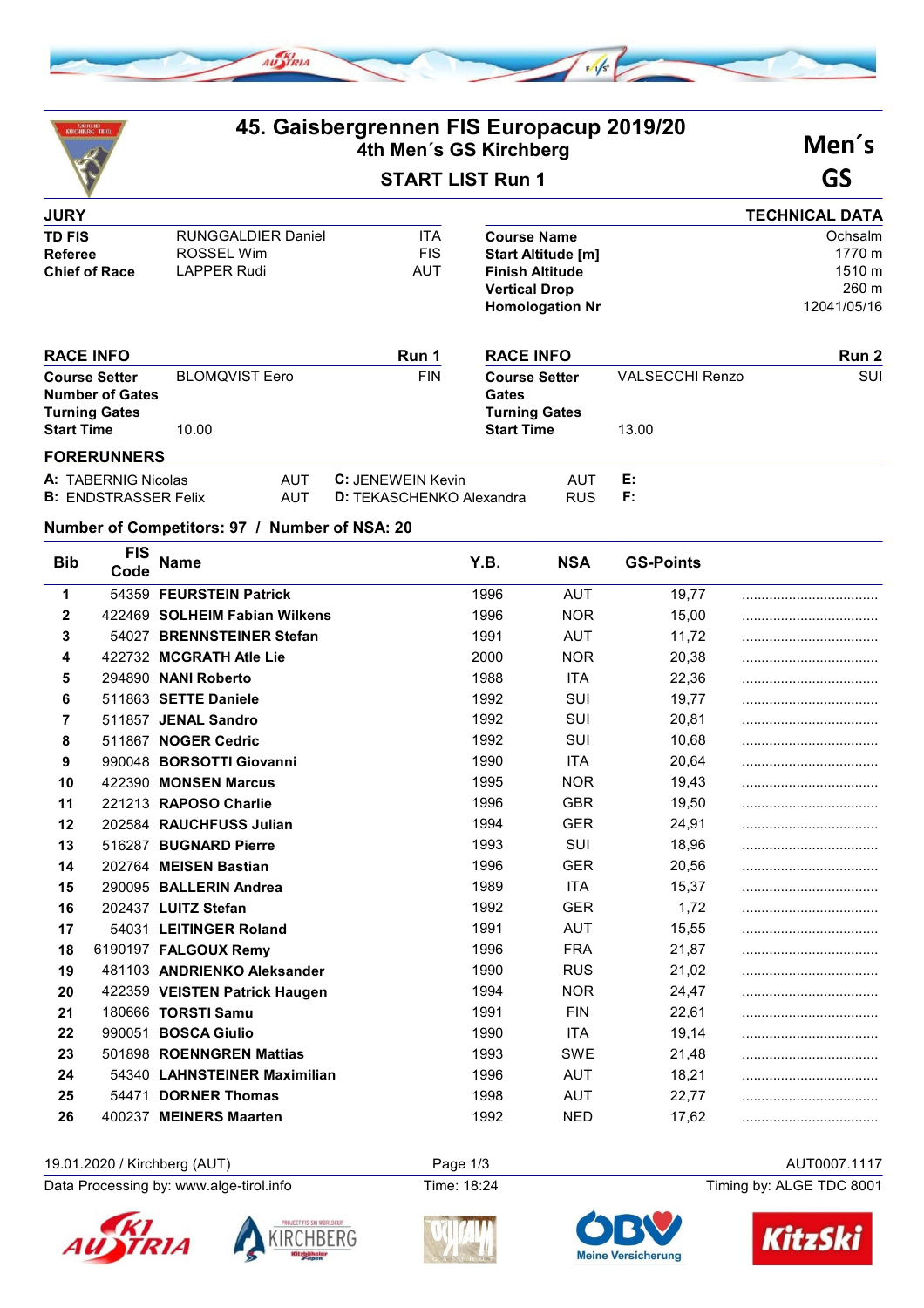# 45. Gaisbergrennen FIS Europacup 2019/20

## 4th Men´s GS Kirchberg

## START LIST Run 1

**Men´s GS**

| JURY | | |
|---|---|---|
| **TD FIS** | RUNGGALDIER Daniel | ITA |
| **Referee** | ROSSEL Wim | FIS |
| **Chief of Race** | LAPPER Rudi | AUT |

| TECHNICAL DATA | |
|---|---|
| **Course Name** | Ochsalm |
| **Start Altitude [m]** | 1770 m |
| **Finish Altitude** | 1510 m |
| **Vertical Drop** | 260 m |
| **Homologation Nr** | 12041/05/16 |

| RACE INFO | | Run 1 |
|---|---|---|
| **Course Setter** | BLOMQVIST Eero | FIN |
| **Number of Gates** | | |
| **Turning Gates** | | |
| **Start Time** | 10.00 | |

| RACE INFO | | Run 2 |
|---|---|---|
| **Course Setter** | VALSECCHI Renzo | SUI |
| **Gates** | | |
| **Turning Gates** | | |
| **Start Time** | 13.00 | |

**FORERUNNERS**

**A:** TABERNIG Nicolas AUT
**B:** ENDSTRASSER Felix AUT
**C:** JENEWEIN Kevin AUT
**D:** TEKASCHENKO Alexandra RUS
**E:**
**F:**

**Number of Competitors: 97 / Number of NSA: 20**

| Bib | FIS Code | Name | Y.B. | NSA | GS-Points | |
|---|---|---|---|---|---|---|
| 1 | 54359 | **FEURSTEIN Patrick** | 1996 | AUT | 19,77 | .................................. |
| 2 | 422469 | **SOLHEIM Fabian Wilkens** | 1996 | NOR | 15,00 | .................................. |
| 3 | 54027 | **BRENNSTEINER Stefan** | 1991 | AUT | 11,72 | .................................. |
| 4 | 422732 | **MCGRATH Atle Lie** | 2000 | NOR | 20,38 | .................................. |
| 5 | 294890 | **NANI Roberto** | 1988 | ITA | 22,36 | .................................. |
| 6 | 511863 | **SETTE Daniele** | 1992 | SUI | 19,77 | .................................. |
| 7 | 511857 | **JENAL Sandro** | 1992 | SUI | 20,81 | .................................. |
| 8 | 511867 | **NOGER Cedric** | 1992 | SUI | 10,68 | .................................. |
| 9 | 990048 | **BORSOTTI Giovanni** | 1990 | ITA | 20,64 | .................................. |
| 10 | 422390 | **MONSEN Marcus** | 1995 | NOR | 19,43 | .................................. |
| 11 | 221213 | **RAPOSO Charlie** | 1996 | GBR | 19,50 | .................................. |
| 12 | 202584 | **RAUCHFUSS Julian** | 1994 | GER | 24,91 | .................................. |
| 13 | 516287 | **BUGNARD Pierre** | 1993 | SUI | 18,96 | .................................. |
| 14 | 202764 | **MEISEN Bastian** | 1996 | GER | 20,56 | .................................. |
| 15 | 290095 | **BALLERIN Andrea** | 1989 | ITA | 15,37 | .................................. |
| 16 | 202437 | **LUITZ Stefan** | 1992 | GER | 1,72 | .................................. |
| 17 | 54031 | **LEITINGER Roland** | 1991 | AUT | 15,55 | .................................. |
| 18 | 6190197 | **FALGOUX Remy** | 1996 | FRA | 21,87 | .................................. |
| 19 | 481103 | **ANDRIENKO Aleksander** | 1990 | RUS | 21,02 | .................................. |
| 20 | 422359 | **VEISTEN Patrick Haugen** | 1994 | NOR | 24,47 | .................................. |
| 21 | 180666 | **TORSTI Samu** | 1991 | FIN | 22,61 | .................................. |
| 22 | 990051 | **BOSCA Giulio** | 1990 | ITA | 19,14 | .................................. |
| 23 | 501898 | **ROENNGREN Mattias** | 1993 | SWE | 21,48 | .................................. |
| 24 | 54340 | **LAHNSTEINER Maximilian** | 1996 | AUT | 18,21 | .................................. |
| 25 | 54471 | **DORNER Thomas** | 1998 | AUT | 22,77 | .................................. |
| 26 | 400237 | **MEINERS Maarten** | 1992 | NED | 17,62 | .................................. |

19.01.2020 / Kirchberg (AUT) AUT0007.1117
Data Processing by: www.alge-tirol.info Time: 18:24 Timing by: ALGE TDC 8001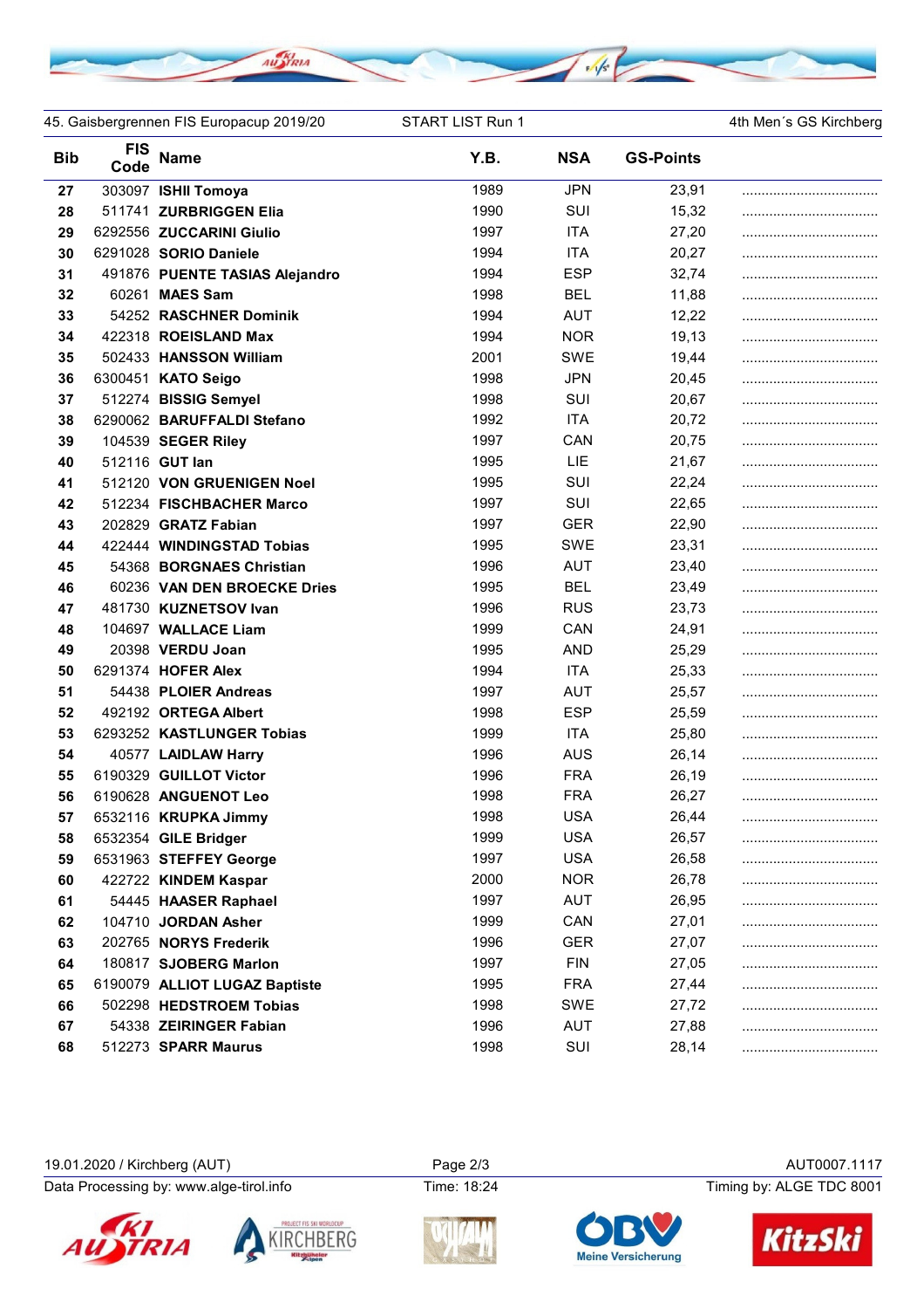45. Gaisbergrennen FIS Europacup 2019/20 | START LIST Run 1 | 4th Men´s GS Kirchberg

| Bib | FIS Code | Name | Y.B. | NSA | GS-Points | |
|---|---|---|---|---|---|---|
| 27 | 303097 | **ISHII Tomoya** | 1989 | JPN | 23,91 | ................................... |
| 28 | 511741 | **ZURBRIGGEN Elia** | 1990 | SUI | 15,32 | ................................... |
| 29 | 6292556 | **ZUCCARINI Giulio** | 1997 | ITA | 27,20 | ................................... |
| 30 | 6291028 | **SORIO Daniele** | 1994 | ITA | 20,27 | ................................... |
| 31 | 491876 | **PUENTE TASIAS Alejandro** | 1994 | ESP | 32,74 | ................................... |
| 32 | 60261 | **MAES Sam** | 1998 | BEL | 11,88 | ................................... |
| 33 | 54252 | **RASCHNER Dominik** | 1994 | AUT | 12,22 | ................................... |
| 34 | 422318 | **ROEISLAND Max** | 1994 | NOR | 19,13 | ................................... |
| 35 | 502433 | **HANSSON William** | 2001 | SWE | 19,44 | ................................... |
| 36 | 6300451 | **KATO Seigo** | 1998 | JPN | 20,45 | ................................... |
| 37 | 512274 | **BISSIG Semyel** | 1998 | SUI | 20,67 | ................................... |
| 38 | 6290062 | **BARUFFALDI Stefano** | 1992 | ITA | 20,72 | ................................... |
| 39 | 104539 | **SEGER Riley** | 1997 | CAN | 20,75 | ................................... |
| 40 | 512116 | **GUT Ian** | 1995 | LIE | 21,67 | ................................... |
| 41 | 512120 | **VON GRUENIGEN Noel** | 1995 | SUI | 22,24 | ................................... |
| 42 | 512234 | **FISCHBACHER Marco** | 1997 | SUI | 22,65 | ................................... |
| 43 | 202829 | **GRATZ Fabian** | 1997 | GER | 22,90 | ................................... |
| 44 | 422444 | **WINDINGSTAD Tobias** | 1995 | SWE | 23,31 | ................................... |
| 45 | 54368 | **BORGNAES Christian** | 1996 | AUT | 23,40 | ................................... |
| 46 | 60236 | **VAN DEN BROECKE Dries** | 1995 | BEL | 23,49 | ................................... |
| 47 | 481730 | **KUZNETSOV Ivan** | 1996 | RUS | 23,73 | ................................... |
| 48 | 104697 | **WALLACE Liam** | 1999 | CAN | 24,91 | ................................... |
| 49 | 20398 | **VERDU Joan** | 1995 | AND | 25,29 | ................................... |
| 50 | 6291374 | **HOFER Alex** | 1994 | ITA | 25,33 | ................................... |
| 51 | 54438 | **PLOIER Andreas** | 1997 | AUT | 25,57 | ................................... |
| 52 | 492192 | **ORTEGA Albert** | 1998 | ESP | 25,59 | ................................... |
| 53 | 6293252 | **KASTLUNGER Tobias** | 1999 | ITA | 25,80 | ................................... |
| 54 | 40577 | **LAIDLAW Harry** | 1996 | AUS | 26,14 | ................................... |
| 55 | 6190329 | **GUILLOT Victor** | 1996 | FRA | 26,19 | ................................... |
| 56 | 6190628 | **ANGUENOT Leo** | 1998 | FRA | 26,27 | ................................... |
| 57 | 6532116 | **KRUPKA Jimmy** | 1998 | USA | 26,44 | ................................... |
| 58 | 6532354 | **GILE Bridger** | 1999 | USA | 26,57 | ................................... |
| 59 | 6531963 | **STEFFEY George** | 1997 | USA | 26,58 | ................................... |
| 60 | 422722 | **KINDEM Kaspar** | 2000 | NOR | 26,78 | ................................... |
| 61 | 54445 | **HAASER Raphael** | 1997 | AUT | 26,95 | ................................... |
| 62 | 104710 | **JORDAN Asher** | 1999 | CAN | 27,01 | ................................... |
| 63 | 202765 | **NORYS Frederik** | 1996 | GER | 27,07 | ................................... |
| 64 | 180817 | **SJOBERG Marlon** | 1997 | FIN | 27,05 | ................................... |
| 65 | 6190079 | **ALLIOT LUGAZ Baptiste** | 1995 | FRA | 27,44 | ................................... |
| 66 | 502298 | **HEDSTROEM Tobias** | 1998 | SWE | 27,72 | ................................... |
| 67 | 54338 | **ZEIRINGER Fabian** | 1996 | AUT | 27,88 | ................................... |
| 68 | 512273 | **SPARR Maurus** | 1998 | SUI | 28,14 | ................................... |

19.01.2020 / Kirchberg (AUT) | AUT0007.1117

Data Processing by: www.alge-tirol.info | Time: 18:24 | Timing by: ALGE TDC 8001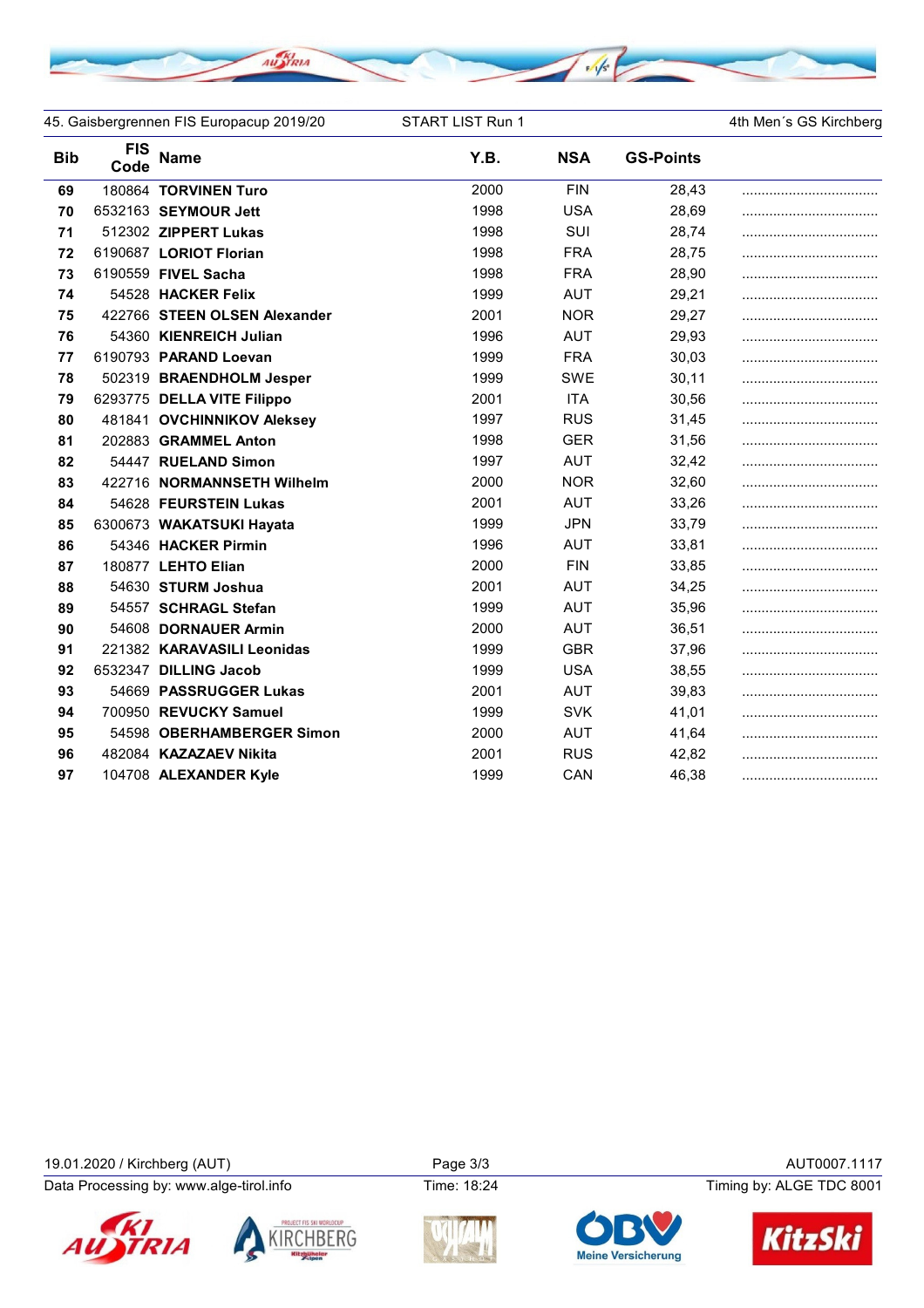45. Gaisbergrennen FIS Europacup 2019/20 | START LIST Run 1 | 4th Men´s GS Kirchberg

| Bib | FIS Code | Name | Y.B. | NSA | GS-Points | |
|---|---|---|---|---|---|---|
| 69 | 180864 | **TORVINEN Turo** | 2000 | FIN | 28,43 | ................................... |
| 70 | 6532163 | **SEYMOUR Jett** | 1998 | USA | 28,69 | ................................... |
| 71 | 512302 | **ZIPPERT Lukas** | 1998 | SUI | 28,74 | ................................... |
| 72 | 6190687 | **LORIOT Florian** | 1998 | FRA | 28,75 | ................................... |
| 73 | 6190559 | **FIVEL Sacha** | 1998 | FRA | 28,90 | ................................... |
| 74 | 54528 | **HACKER Felix** | 1999 | AUT | 29,21 | ................................... |
| 75 | 422766 | **STEEN OLSEN Alexander** | 2001 | NOR | 29,27 | ................................... |
| 76 | 54360 | **KIENREICH Julian** | 1996 | AUT | 29,93 | ................................... |
| 77 | 6190793 | **PARAND Loevan** | 1999 | FRA | 30,03 | ................................... |
| 78 | 502319 | **BRAENDHOLM Jesper** | 1999 | SWE | 30,11 | ................................... |
| 79 | 6293775 | **DELLA VITE Filippo** | 2001 | ITA | 30,56 | ................................... |
| 80 | 481841 | **OVCHINNIKOV Aleksey** | 1997 | RUS | 31,45 | ................................... |
| 81 | 202883 | **GRAMMEL Anton** | 1998 | GER | 31,56 | ................................... |
| 82 | 54447 | **RUELAND Simon** | 1997 | AUT | 32,42 | ................................... |
| 83 | 422716 | **NORMANNSETH Wilhelm** | 2000 | NOR | 32,60 | ................................... |
| 84 | 54628 | **FEURSTEIN Lukas** | 2001 | AUT | 33,26 | ................................... |
| 85 | 6300673 | **WAKATSUKI Hayata** | 1999 | JPN | 33,79 | ................................... |
| 86 | 54346 | **HACKER Pirmin** | 1996 | AUT | 33,81 | ................................... |
| 87 | 180877 | **LEHTO Elian** | 2000 | FIN | 33,85 | ................................... |
| 88 | 54630 | **STURM Joshua** | 2001 | AUT | 34,25 | ................................... |
| 89 | 54557 | **SCHRAGL Stefan** | 1999 | AUT | 35,96 | ................................... |
| 90 | 54608 | **DORNAUER Armin** | 2000 | AUT | 36,51 | ................................... |
| 91 | 221382 | **KARAVASILI Leonidas** | 1999 | GBR | 37,96 | ................................... |
| 92 | 6532347 | **DILLING Jacob** | 1999 | USA | 38,55 | ................................... |
| 93 | 54669 | **PASSRUGGER Lukas** | 2001 | AUT | 39,83 | ................................... |
| 94 | 700950 | **REVUCKY Samuel** | 1999 | SVK | 41,01 | ................................... |
| 95 | 54598 | **OBERHAMBERGER Simon** | 2000 | AUT | 41,64 | ................................... |
| 96 | 482084 | **KAZAZAEV Nikita** | 2001 | RUS | 42,82 | ................................... |
| 97 | 104708 | **ALEXANDER Kyle** | 1999 | CAN | 46,38 | ................................... |

19.01.2020 / Kirchberg (AUT) | AUT0007.1117

Data Processing by: www.alge-tirol.info | Time: 18:24 | Timing by: ALGE TDC 8001